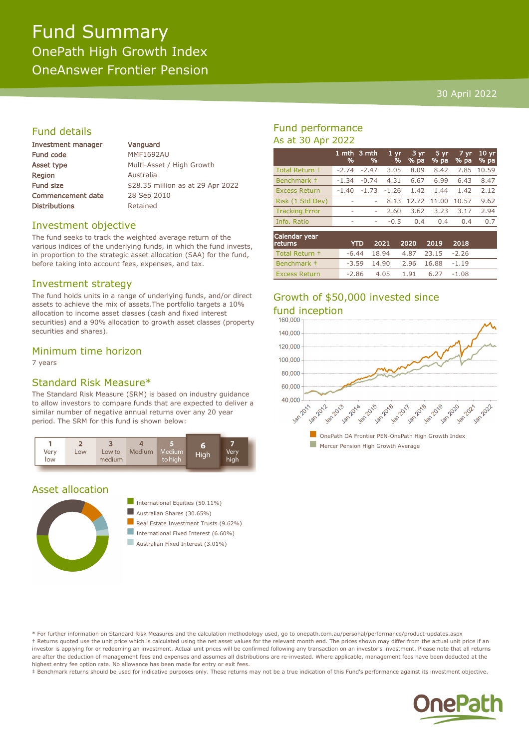# Fund Summary

## OnePath High Growth Index

## OneAnswer Frontier Pension

30 April 2022

## Fund details

| | |
|---|---|
| Investment manager | Vanguard |
| Fund code | MMF1692AU |
| Asset type | Multi-Asset / High Growth |
| Region | Australia |
| Fund size | $28.35 million as at 29 Apr 2022 |
| Commencement date | 28 Sep 2010 |
| Distributions | Retained |

## Investment objective

The fund seeks to track the weighted average return of the various indices of the underlying funds, in which the fund invests, in proportion to the strategic asset allocation (SAA) for the fund, before taking into account fees, expenses, and tax.

## Investment strategy

The fund holds units in a range of underlying funds, and/or direct assets to achieve the mix of assets.The portfolio targets a 10% allocation to income asset classes (cash and fixed interest securities) and a 90% allocation to growth asset classes (property securities and shares).

## Minimum time horizon

7 years

## Standard Risk Measure*

The Standard Risk Measure (SRM) is based on industry guidance to allow investors to compare funds that are expected to deliver a similar number of negative annual returns over any 20 year period. The SRM for this fund is shown below:

| 1 Very low | 2 Low | 3 Low to medium | 4 Medium | 5 Medium to high | **6 High** | 7 Very high |
|---|---|---|---|---|---|---|

## Asset allocation

- International Equities (50.11%)
- Australian Shares (30.65%)
- Real Estate Investment Trusts (9.62%)
- International Fixed Interest (6.60%)
- Australian Fixed Interest (3.01%)

## Fund performance

As at 30 Apr 2022

| | 1 mth % | 3 mth % | 1 yr % | 3 yr % pa | 5 yr % pa | 7 yr % pa | 10 yr % pa |
|---|---|---|---|---|---|---|---|
| Total Return † | -2.74 | -2.47 | 3.05 | 8.09 | 8.42 | 7.85 | 10.59 |
| Benchmark ‡ | -1.34 | -0.74 | 4.31 | 6.67 | 6.99 | 6.43 | 8.47 |
| Excess Return | -1.40 | -1.73 | -1.26 | 1.42 | 1.44 | 1.42 | 2.12 |
| Risk (1 Std Dev) | - | - | 8.13 | 12.72 | 11.00 | 10.57 | 9.62 |
| Tracking Error | - | - | 2.60 | 3.62 | 3.23 | 3.17 | 2.94 |
| Info. Ratio | - | - | -0.5 | 0.4 | 0.4 | 0.4 | 0.7 |

| Calendar year returns | YTD | 2021 | 2020 | 2019 | 2018 |
|---|---|---|---|---|---|
| Total Return † | -6.44 | 18.94 | 4.87 | 23.15 | -2.26 |
| Benchmark ‡ | -3.59 | 14.90 | 2.96 | 16.88 | -1.19 |
| Excess Return | -2.86 | 4.05 | 1.91 | 6.27 | -1.08 |

## Growth of $50,000 invested since fund inception

- OnePath OA Frontier PEN-OnePath High Growth Index
- Mercer Pension High Growth Average

* For further information on Standard Risk Measures and the calculation methodology used, go to onepath.com.au/personal/performance/product-updates.aspx

† Returns quoted use the unit price which is calculated using the net asset values for the relevant month end. The prices shown may differ from the actual unit price if an investor is applying for or redeeming an investment. Actual unit prices will be confirmed following any transaction on an investor's investment. Please note that all returns are after the deduction of management fees and expenses and assumes all distributions are re-invested. Where applicable, management fees have been deducted at the highest entry fee option rate. No allowance has been made for entry or exit fees.

‡ Benchmark returns should be used for indicative purposes only. These returns may not be a true indication of this Fund's performance against its investment objective.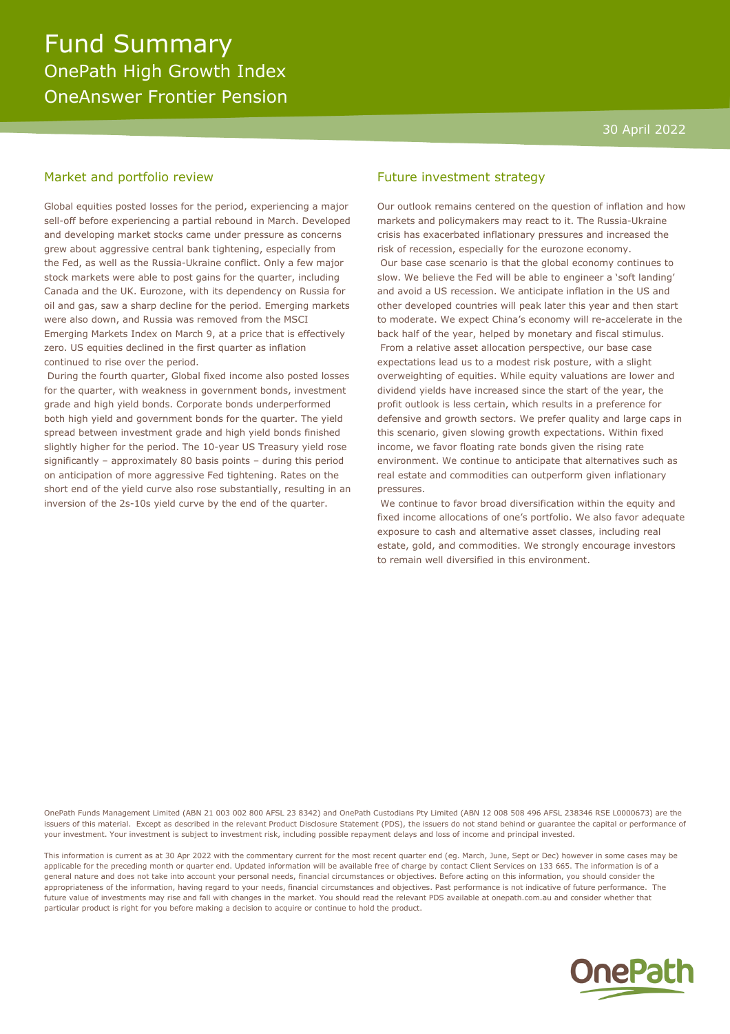# Fund Summary

## OnePath High Growth Index

## OneAnswer Frontier Pension

30 April 2022

### Market and portfolio review

Global equities posted losses for the period, experiencing a major sell-off before experiencing a partial rebound in March. Developed and developing market stocks came under pressure as concerns grew about aggressive central bank tightening, especially from the Fed, as well as the Russia-Ukraine conflict. Only a few major stock markets were able to post gains for the quarter, including Canada and the UK. Eurozone, with its dependency on Russia for oil and gas, saw a sharp decline for the period. Emerging markets were also down, and Russia was removed from the MSCI Emerging Markets Index on March 9, at a price that is effectively zero. US equities declined in the first quarter as inflation continued to rise over the period.

During the fourth quarter, Global fixed income also posted losses for the quarter, with weakness in government bonds, investment grade and high yield bonds. Corporate bonds underperformed both high yield and government bonds for the quarter. The yield spread between investment grade and high yield bonds finished slightly higher for the period. The 10-year US Treasury yield rose significantly – approximately 80 basis points – during this period on anticipation of more aggressive Fed tightening. Rates on the short end of the yield curve also rose substantially, resulting in an inversion of the 2s-10s yield curve by the end of the quarter.

### Future investment strategy

Our outlook remains centered on the question of inflation and how markets and policymakers may react to it. The Russia-Ukraine crisis has exacerbated inflationary pressures and increased the risk of recession, especially for the eurozone economy.

Our base case scenario is that the global economy continues to slow. We believe the Fed will be able to engineer a 'soft landing' and avoid a US recession. We anticipate inflation in the US and other developed countries will peak later this year and then start to moderate. We expect China's economy will re-accelerate in the back half of the year, helped by monetary and fiscal stimulus.

From a relative asset allocation perspective, our base case expectations lead us to a modest risk posture, with a slight overweighting of equities. While equity valuations are lower and dividend yields have increased since the start of the year, the profit outlook is less certain, which results in a preference for defensive and growth sectors. We prefer quality and large caps in this scenario, given slowing growth expectations. Within fixed income, we favor floating rate bonds given the rising rate environment. We continue to anticipate that alternatives such as real estate and commodities can outperform given inflationary pressures.

We continue to favor broad diversification within the equity and fixed income allocations of one's portfolio. We also favor adequate exposure to cash and alternative asset classes, including real estate, gold, and commodities. We strongly encourage investors to remain well diversified in this environment.

OnePath Funds Management Limited (ABN 21 003 002 800 AFSL 23 8342) and OnePath Custodians Pty Limited (ABN 12 008 508 496 AFSL 238346 RSE L0000673) are the issuers of this material. Except as described in the relevant Product Disclosure Statement (PDS), the issuers do not stand behind or guarantee the capital or performance of your investment. Your investment is subject to investment risk, including possible repayment delays and loss of income and principal invested.

This information is current as at 30 Apr 2022 with the commentary current for the most recent quarter end (eg. March, June, Sept or Dec) however in some cases may be applicable for the preceding month or quarter end. Updated information will be available free of charge by contact Client Services on 133 665. The information is of a general nature and does not take into account your personal needs, financial circumstances or objectives. Before acting on this information, you should consider the appropriateness of the information, having regard to your needs, financial circumstances and objectives. Past performance is not indicative of future performance. The future value of investments may rise and fall with changes in the market. You should read the relevant PDS available at onepath.com.au and consider whether that particular product is right for you before making a decision to acquire or continue to hold the product.

OnePath